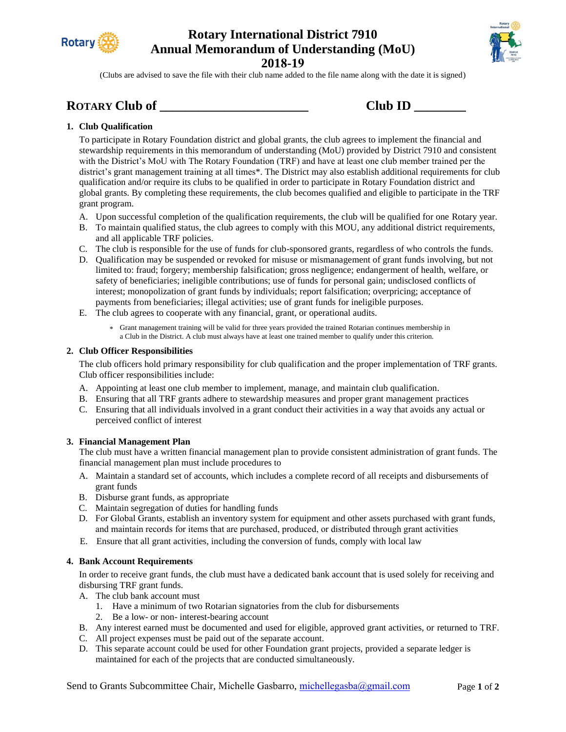# Rotary International District 7910
# Annual Memorandum of Understanding (MoU)
# 2018-19

(Clubs are advised to save the file with their club name added to the file name along with the date it is signed)

## ROTARY Club of ________________________ Club ID ________

### 1. Club Qualification

To participate in Rotary Foundation district and global grants, the club agrees to implement the financial and stewardship requirements in this memorandum of understanding (MoU) provided by District 7910 and consistent with the District's MoU with The Rotary Foundation (TRF) and have at least one club member trained per the district's grant management training at all times*. The District may also establish additional requirements for club qualification and/or require its clubs to be qualified in order to participate in Rotary Foundation district and global grants. By completing these requirements, the club becomes qualified and eligible to participate in the TRF grant program.

A. Upon successful completion of the qualification requirements, the club will be qualified for one Rotary year.
B. To maintain qualified status, the club agrees to comply with this MOU, any additional district requirements, and all applicable TRF policies.
C. The club is responsible for the use of funds for club-sponsored grants, regardless of who controls the funds.
D. Qualification may be suspended or revoked for misuse or mismanagement of grant funds involving, but not limited to: fraud; forgery; membership falsification; gross negligence; endangerment of health, welfare, or safety of beneficiaries; ineligible contributions; use of funds for personal gain; undisclosed conflicts of interest; monopolization of grant funds by individuals; report falsification; overpricing; acceptance of payments from beneficiaries; illegal activities; use of grant funds for ineligible purposes.
E. The club agrees to cooperate with any financial, grant, or operational audits.

\* Grant management training will be valid for three years provided the trained Rotarian continues membership in a Club in the District. A club must always have at least one trained member to qualify under this criterion.

### 2. Club Officer Responsibilities

The club officers hold primary responsibility for club qualification and the proper implementation of TRF grants. Club officer responsibilities include:

A. Appointing at least one club member to implement, manage, and maintain club qualification.
B. Ensuring that all TRF grants adhere to stewardship measures and proper grant management practices
C. Ensuring that all individuals involved in a grant conduct their activities in a way that avoids any actual or perceived conflict of interest

### 3. Financial Management Plan

The club must have a written financial management plan to provide consistent administration of grant funds. The financial management plan must include procedures to

A. Maintain a standard set of accounts, which includes a complete record of all receipts and disbursements of grant funds
B. Disburse grant funds, as appropriate
C. Maintain segregation of duties for handling funds
D. For Global Grants, establish an inventory system for equipment and other assets purchased with grant funds, and maintain records for items that are purchased, produced, or distributed through grant activities
E. Ensure that all grant activities, including the conversion of funds, comply with local law

### 4. Bank Account Requirements

In order to receive grant funds, the club must have a dedicated bank account that is used solely for receiving and disbursing TRF grant funds.

A. The club bank account must
   1. Have a minimum of two Rotarian signatories from the club for disbursements
   2. Be a low- or non- interest-bearing account
B. Any interest earned must be documented and used for eligible, approved grant activities, or returned to TRF.
C. All project expenses must be paid out of the separate account.
D. This separate account could be used for other Foundation grant projects, provided a separate ledger is maintained for each of the projects that are conducted simultaneously.

Send to Grants Subcommittee Chair, Michelle Gasbarro, michellegasba@gmail.com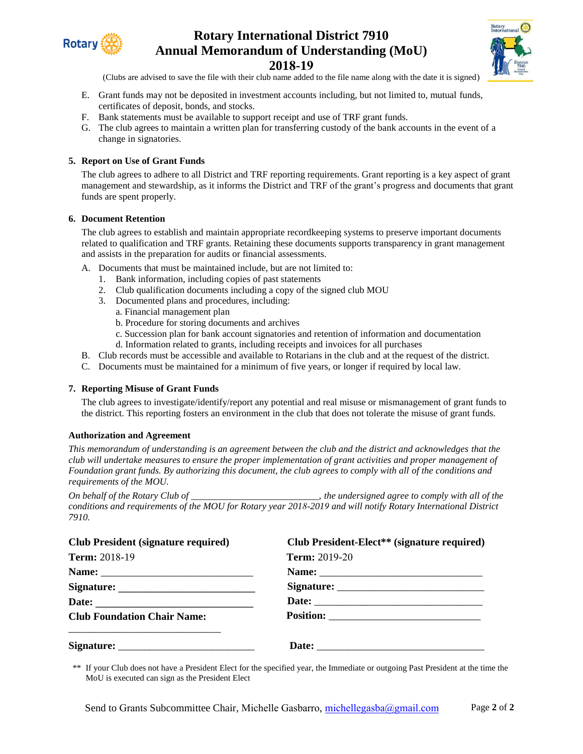E. Grant funds may not be deposited in investment accounts including, but not limited to, mutual funds, certificates of deposit, bonds, and stocks.
F. Bank statements must be available to support receipt and use of TRF grant funds.
G. The club agrees to maintain a written plan for transferring custody of the bank accounts in the event of a change in signatories.

**5. Report on Use of Grant Funds**

The club agrees to adhere to all District and TRF reporting requirements. Grant reporting is a key aspect of grant management and stewardship, as it informs the District and TRF of the grant's progress and documents that grant funds are spent properly.

**6. Document Retention**

The club agrees to establish and maintain appropriate recordkeeping systems to preserve important documents related to qualification and TRF grants. Retaining these documents supports transparency in grant management and assists in the preparation for audits or financial assessments.

A. Documents that must be maintained include, but are not limited to:
   1. Bank information, including copies of past statements
   2. Club qualification documents including a copy of the signed club MOU
   3. Documented plans and procedures, including:
      a. Financial management plan
      b. Procedure for storing documents and archives
      c. Succession plan for bank account signatories and retention of information and documentation
      d. Information related to grants, including receipts and invoices for all purchases
B. Club records must be accessible and available to Rotarians in the club and at the request of the district.
C. Documents must be maintained for a minimum of five years, or longer if required by local law.

**7. Reporting Misuse of Grant Funds**

The club agrees to investigate/identify/report any potential and real misuse or mismanagement of grant funds to the district. This reporting fosters an environment in the club that does not tolerate the misuse of grant funds.

**Authorization and Agreement**

*This memorandum of understanding is an agreement between the club and the district and acknowledges that the club will undertake measures to ensure the proper implementation of grant activities and proper management of Foundation grant funds. By authorizing this document, the club agrees to comply with all of the conditions and requirements of the MOU.*

*On behalf of the Rotary Club of \_\_\_\_\_\_\_\_\_\_\_\_\_\_\_\_\_\_\_\_\_\_\_\_\_\_, the undersigned agree to comply with all of the conditions and requirements of the MOU for Rotary year 2018-2019 and will notify Rotary International District 7910.*

**Club President (signature required)**
**Term:** 2018-19
**Name:** \_\_\_\_\_\_\_\_\_\_\_\_\_\_\_\_\_\_\_\_\_\_\_\_\_\_\_\_\_\_
**Signature:** \_\_\_\_\_\_\_\_\_\_\_\_\_\_\_\_\_\_\_\_\_\_\_\_\_\_
**Date:** \_\_\_\_\_\_\_\_\_\_\_\_\_\_\_\_\_\_\_\_\_\_\_\_\_\_\_\_\_\_
**Club Foundation Chair Name:** \_\_\_\_\_\_\_\_\_\_\_\_\_\_\_\_\_\_\_\_\_\_\_\_\_\_\_\_\_\_
**Signature:** \_\_\_\_\_\_\_\_\_\_\_\_\_\_\_\_\_\_\_\_\_\_\_\_\_\_

**Club President-Elect\*\* (signature required)**
**Term:** 2019-20
**Name:** \_\_\_\_\_\_\_\_\_\_\_\_\_\_\_\_\_\_\_\_\_\_\_\_\_\_\_\_\_\_\_\_
**Signature:** \_\_\_\_\_\_\_\_\_\_\_\_\_\_\_\_\_\_\_\_\_\_\_\_\_\_\_\_
**Date:** \_\_\_\_\_\_\_\_\_\_\_\_\_\_\_\_\_\_\_\_\_\_\_\_\_\_\_\_\_\_\_\_\_
**Position:** \_\_\_\_\_\_\_\_\_\_\_\_\_\_\_\_\_\_\_\_\_\_\_\_\_\_\_\_\_\_
**Date:** \_\_\_\_\_\_\_\_\_\_\_\_\_\_\_\_\_\_\_\_\_\_\_\_\_\_\_\_\_\_\_\_\_\_

\*\* If your Club does not have a President Elect for the specified year, the Immediate or outgoing Past President at the time the MoU is executed can sign as the President Elect

Send to Grants Subcommittee Chair, Michelle Gasbarro, michellegasba@gmail.com